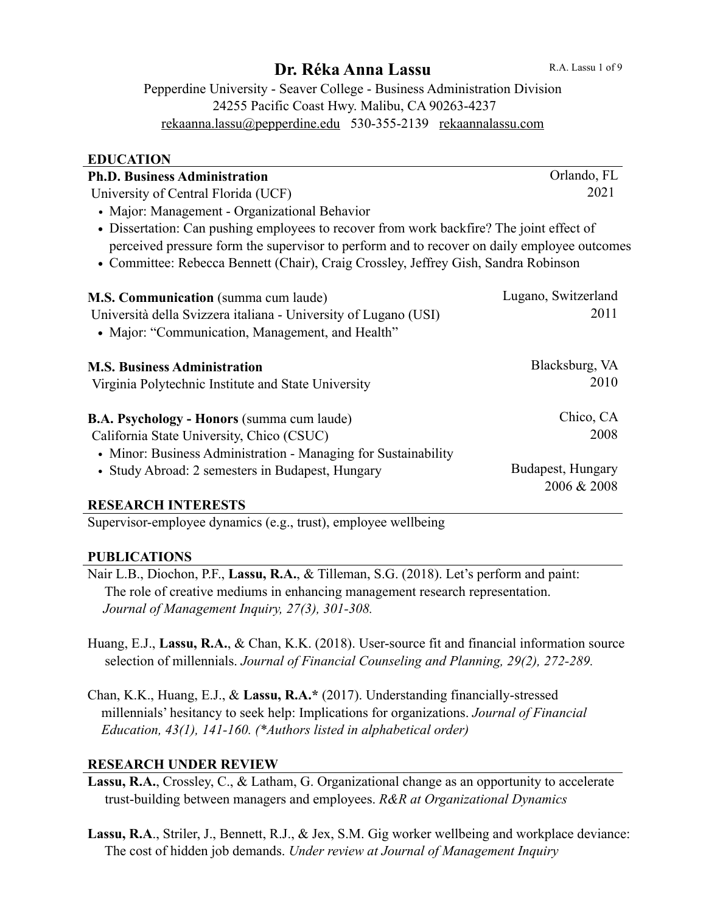# Dr. Réka Anna Lassu

Pepperdine University - Seaver College - Business Administration Division
24255 Pacific Coast Hwy. Malibu, CA 90263-4237
rekaanna.lassu@pepperdine.edu   530-355-2139   rekaannalassu.com

## EDUCATION

**Ph.D. Business Administration** — Orlando, FL
University of Central Florida (UCF) — 2021

- Major: Management - Organizational Behavior
- Dissertation: Can pushing employees to recover from work backfire? The joint effect of perceived pressure form the supervisor to perform and to recover on daily employee outcomes
- Committee: Rebecca Bennett (Chair), Craig Crossley, Jeffrey Gish, Sandra Robinson

**M.S. Communication** (summa cum laude) — Lugano, Switzerland
Università della Svizzera italiana - University of Lugano (USI) — 2011

- Major: "Communication, Management, and Health"

**M.S. Business Administration** — Blacksburg, VA
Virginia Polytechnic Institute and State University — 2010

**B.A. Psychology - Honors** (summa cum laude) — Chico, CA
California State University, Chico (CSUC) — 2008

- Minor: Business Administration - Managing for Sustainability
- Study Abroad: 2 semesters in Budapest, Hungary — Budapest, Hungary, 2006 & 2008

## RESEARCH INTERESTS

Supervisor-employee dynamics (e.g., trust), employee wellbeing

## PUBLICATIONS

Nair L.B., Diochon, P.F., **Lassu, R.A.**, & Tilleman, S.G. (2018). Let's perform and paint: The role of creative mediums in enhancing management research representation. *Journal of Management Inquiry, 27(3), 301-308.*

Huang, E.J., **Lassu, R.A.**, & Chan, K.K. (2018). User-source fit and financial information source selection of millennials. *Journal of Financial Counseling and Planning, 29(2), 272-289.*

Chan, K.K., Huang, E.J., & **Lassu, R.A.\*** (2017). Understanding financially-stressed millennials' hesitancy to seek help: Implications for organizations. *Journal of Financial Education, 43(1), 141-160. (\*Authors listed in alphabetical order)*

## RESEARCH UNDER REVIEW

**Lassu, R.A.**, Crossley, C., & Latham, G. Organizational change as an opportunity to accelerate trust-building between managers and employees. *R&R at Organizational Dynamics*

**Lassu, R.A**., Striler, J., Bennett, R.J., & Jex, S.M. Gig worker wellbeing and workplace deviance: The cost of hidden job demands. *Under review at Journal of Management Inquiry*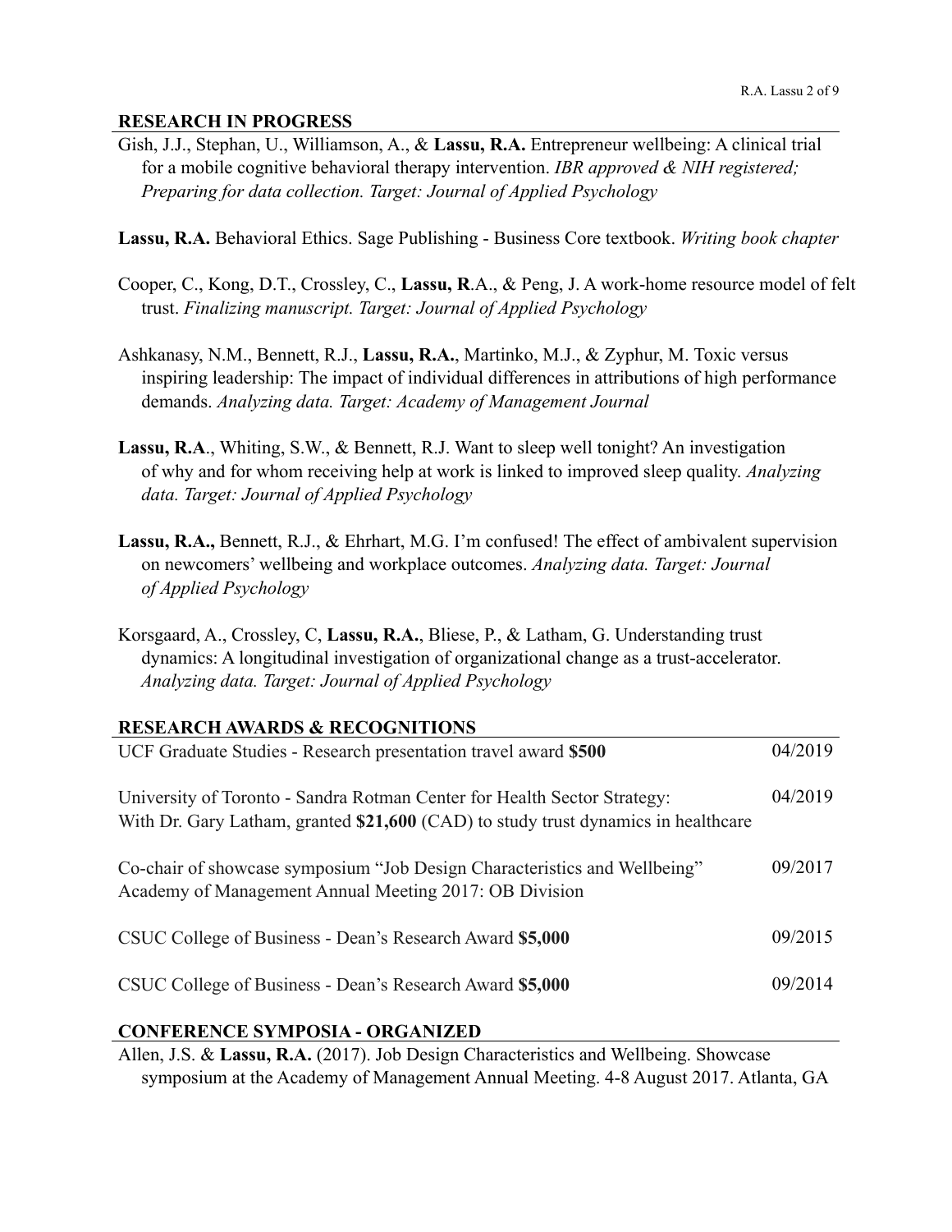## RESEARCH IN PROGRESS

Gish, J.J., Stephan, U., Williamson, A., & **Lassu, R.A.** Entrepreneur wellbeing: A clinical trial for a mobile cognitive behavioral therapy intervention. *IBR approved & NIH registered; Preparing for data collection. Target: Journal of Applied Psychology*

**Lassu, R.A.** Behavioral Ethics. Sage Publishing - Business Core textbook. *Writing book chapter*

Cooper, C., Kong, D.T., Crossley, C., **Lassu, R**.A., & Peng, J. A work-home resource model of felt trust. *Finalizing manuscript. Target: Journal of Applied Psychology*

Ashkanasy, N.M., Bennett, R.J., **Lassu, R.A.**, Martinko, M.J., & Zyphur, M. Toxic versus inspiring leadership: The impact of individual differences in attributions of high performance demands. *Analyzing data. Target: Academy of Management Journal*

**Lassu, R.A**., Whiting, S.W., & Bennett, R.J. Want to sleep well tonight? An investigation of why and for whom receiving help at work is linked to improved sleep quality. *Analyzing data. Target: Journal of Applied Psychology*

**Lassu, R.A.,** Bennett, R.J., & Ehrhart, M.G. I'm confused! The effect of ambivalent supervision on newcomers' wellbeing and workplace outcomes. *Analyzing data. Target: Journal of Applied Psychology*

Korsgaard, A., Crossley, C, **Lassu, R.A.**, Bliese, P., & Latham, G. Understanding trust dynamics: A longitudinal investigation of organizational change as a trust-accelerator. *Analyzing data. Target: Journal of Applied Psychology*

## RESEARCH AWARDS & RECOGNITIONS

| | |
|---|---|
| UCF Graduate Studies - Research presentation travel award **$500** | 04/2019 |
| University of Toronto - Sandra Rotman Center for Health Sector Strategy: With Dr. Gary Latham, granted **$21,600** (CAD) to study trust dynamics in healthcare | 04/2019 |
| Co-chair of showcase symposium "Job Design Characteristics and Wellbeing" Academy of Management Annual Meeting 2017: OB Division | 09/2017 |
| CSUC College of Business - Dean's Research Award **$5,000** | 09/2015 |
| CSUC College of Business - Dean's Research Award **$5,000** | 09/2014 |

## CONFERENCE SYMPOSIA - ORGANIZED

Allen, J.S. & **Lassu, R.A.** (2017). Job Design Characteristics and Wellbeing. Showcase symposium at the Academy of Management Annual Meeting. 4-8 August 2017. Atlanta, GA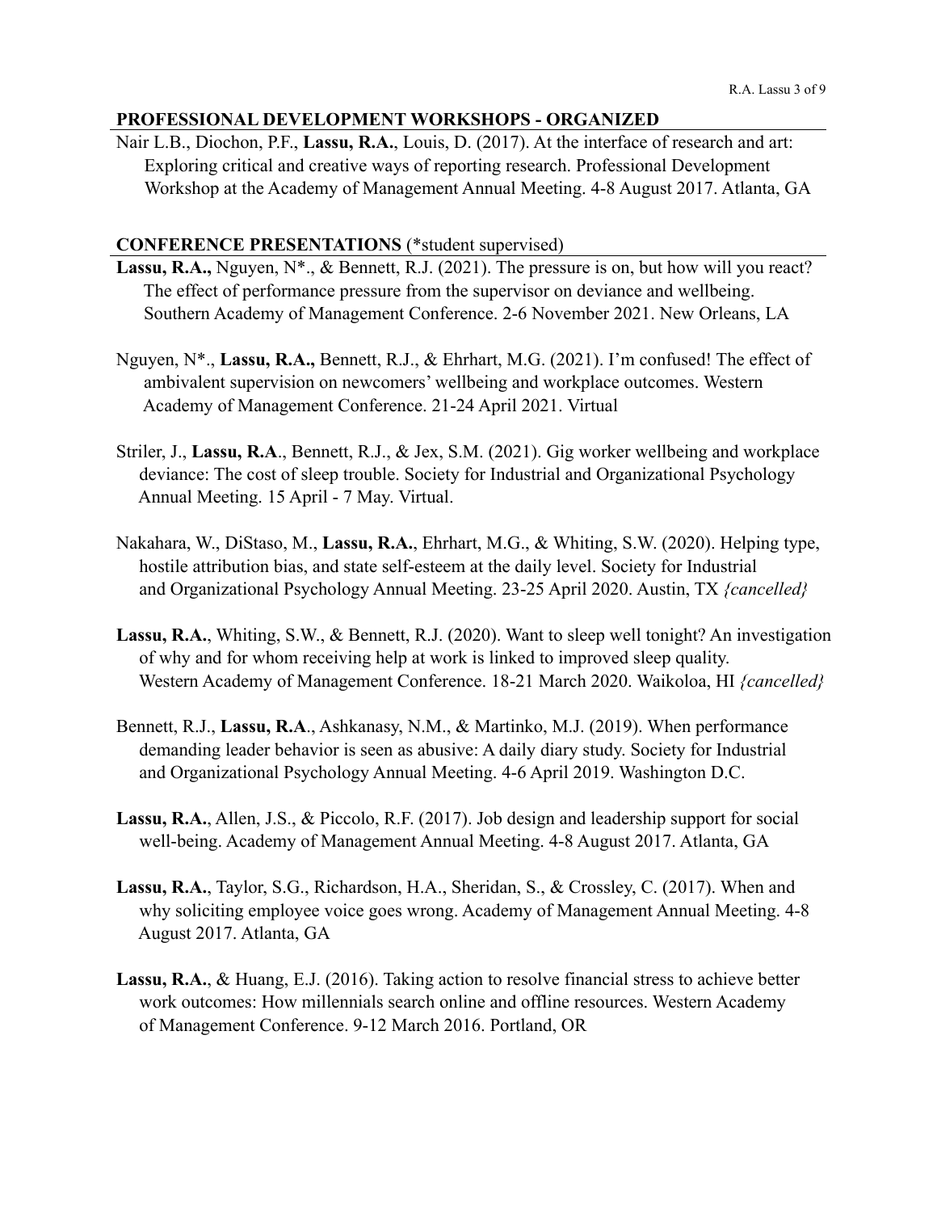## PROFESSIONAL DEVELOPMENT WORKSHOPS - ORGANIZED

Nair L.B., Diochon, P.F., **Lassu, R.A.**, Louis, D. (2017). At the interface of research and art: Exploring critical and creative ways of reporting research. Professional Development Workshop at the Academy of Management Annual Meeting. 4-8 August 2017. Atlanta, GA

## CONFERENCE PRESENTATIONS (*student supervised)

**Lassu, R.A.,** Nguyen, N*., & Bennett, R.J. (2021). The pressure is on, but how will you react? The effect of performance pressure from the supervisor on deviance and wellbeing. Southern Academy of Management Conference. 2-6 November 2021. New Orleans, LA

Nguyen, N*., **Lassu, R.A.,** Bennett, R.J., & Ehrhart, M.G. (2021). I'm confused! The effect of ambivalent supervision on newcomers' wellbeing and workplace outcomes. Western Academy of Management Conference. 21-24 April 2021. Virtual

Striler, J., **Lassu, R.A**., Bennett, R.J., & Jex, S.M. (2021). Gig worker wellbeing and workplace deviance: The cost of sleep trouble. Society for Industrial and Organizational Psychology Annual Meeting. 15 April - 7 May. Virtual.

Nakahara, W., DiStaso, M., **Lassu, R.A.**, Ehrhart, M.G., & Whiting, S.W. (2020). Helping type, hostile attribution bias, and state self-esteem at the daily level. Society for Industrial and Organizational Psychology Annual Meeting. 23-25 April 2020. Austin, TX *{cancelled}*

**Lassu, R.A.**, Whiting, S.W., & Bennett, R.J. (2020). Want to sleep well tonight? An investigation of why and for whom receiving help at work is linked to improved sleep quality. Western Academy of Management Conference. 18-21 March 2020. Waikoloa, HI *{cancelled}*

Bennett, R.J., **Lassu, R.A**., Ashkanasy, N.M., & Martinko, M.J. (2019). When performance demanding leader behavior is seen as abusive: A daily diary study. Society for Industrial and Organizational Psychology Annual Meeting. 4-6 April 2019. Washington D.C.

**Lassu, R.A.**, Allen, J.S., & Piccolo, R.F. (2017). Job design and leadership support for social well-being. Academy of Management Annual Meeting. 4-8 August 2017. Atlanta, GA

**Lassu, R.A.**, Taylor, S.G., Richardson, H.A., Sheridan, S., & Crossley, C. (2017). When and why soliciting employee voice goes wrong. Academy of Management Annual Meeting. 4-8 August 2017. Atlanta, GA

**Lassu, R.A.**, & Huang, E.J. (2016). Taking action to resolve financial stress to achieve better work outcomes: How millennials search online and offline resources. Western Academy of Management Conference. 9-12 March 2016. Portland, OR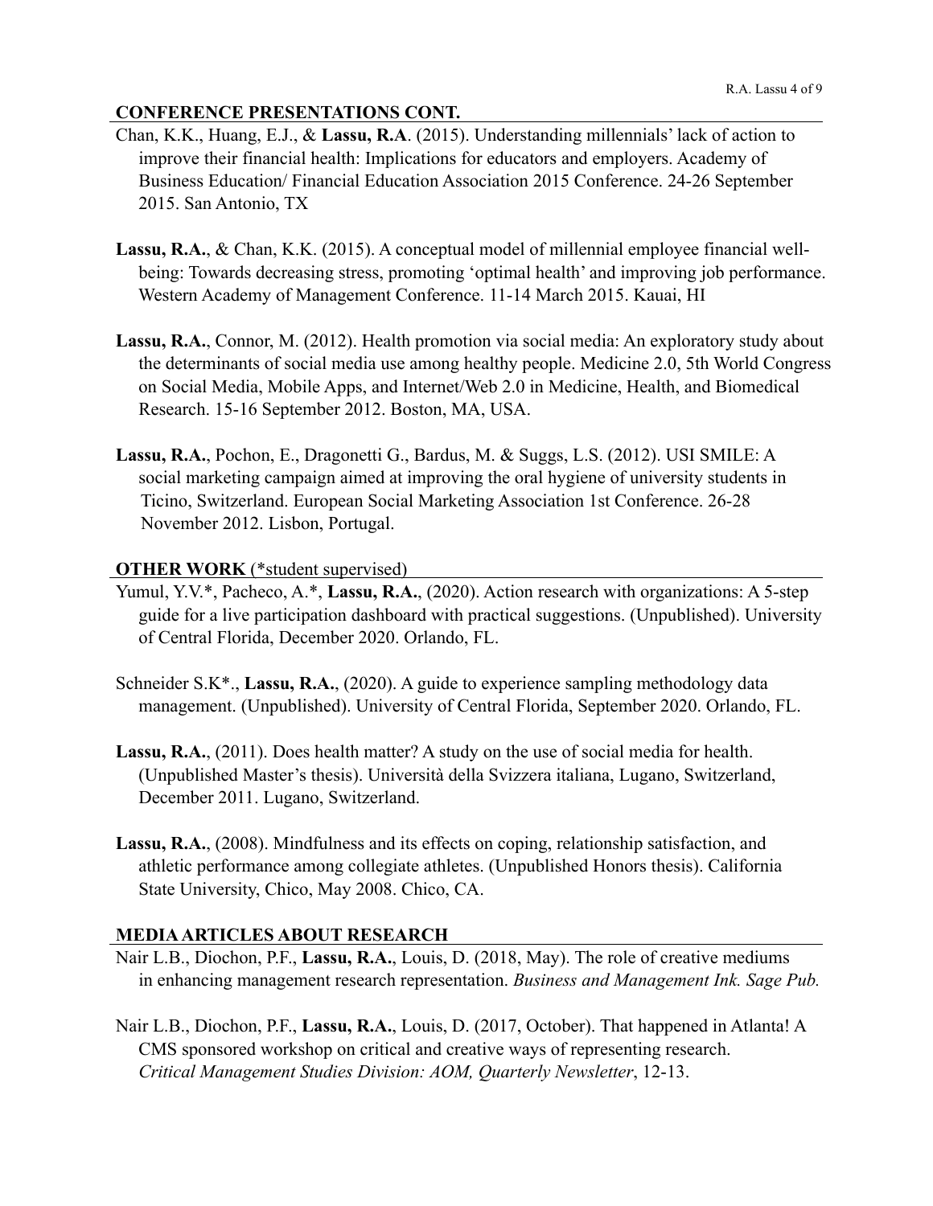## CONFERENCE PRESENTATIONS CONT.

Chan, K.K., Huang, E.J., & **Lassu, R.A**. (2015). Understanding millennials' lack of action to improve their financial health: Implications for educators and employers. Academy of Business Education/ Financial Education Association 2015 Conference. 24-26 September 2015. San Antonio, TX

**Lassu, R.A.**, & Chan, K.K. (2015). A conceptual model of millennial employee financial well-being: Towards decreasing stress, promoting 'optimal health' and improving job performance. Western Academy of Management Conference. 11-14 March 2015. Kauai, HI

**Lassu, R.A.**, Connor, M. (2012). Health promotion via social media: An exploratory study about the determinants of social media use among healthy people. Medicine 2.0, 5th World Congress on Social Media, Mobile Apps, and Internet/Web 2.0 in Medicine, Health, and Biomedical Research. 15-16 September 2012. Boston, MA, USA.

**Lassu, R.A.**, Pochon, E., Dragonetti G., Bardus, M. & Suggs, L.S. (2012). USI SMILE: A social marketing campaign aimed at improving the oral hygiene of university students in Ticino, Switzerland. European Social Marketing Association 1st Conference. 26-28 November 2012. Lisbon, Portugal.

## OTHER WORK (*student supervised)

Yumul, Y.V.*, Pacheco, A.*, **Lassu, R.A.**, (2020). Action research with organizations: A 5-step guide for a live participation dashboard with practical suggestions. (Unpublished). University of Central Florida, December 2020. Orlando, FL.

Schneider S.K*., **Lassu, R.A.**, (2020). A guide to experience sampling methodology data management. (Unpublished). University of Central Florida, September 2020. Orlando, FL.

**Lassu, R.A.**, (2011). Does health matter? A study on the use of social media for health. (Unpublished Master's thesis). Università della Svizzera italiana, Lugano, Switzerland, December 2011. Lugano, Switzerland.

**Lassu, R.A.**, (2008). Mindfulness and its effects on coping, relationship satisfaction, and athletic performance among collegiate athletes. (Unpublished Honors thesis). California State University, Chico, May 2008. Chico, CA.

## MEDIA ARTICLES ABOUT RESEARCH

Nair L.B., Diochon, P.F., **Lassu, R.A.**, Louis, D. (2018, May). The role of creative mediums in enhancing management research representation. *Business and Management Ink. Sage Pub.*

Nair L.B., Diochon, P.F., **Lassu, R.A.**, Louis, D. (2017, October). That happened in Atlanta! A CMS sponsored workshop on critical and creative ways of representing research. *Critical Management Studies Division: AOM, Quarterly Newsletter*, 12-13.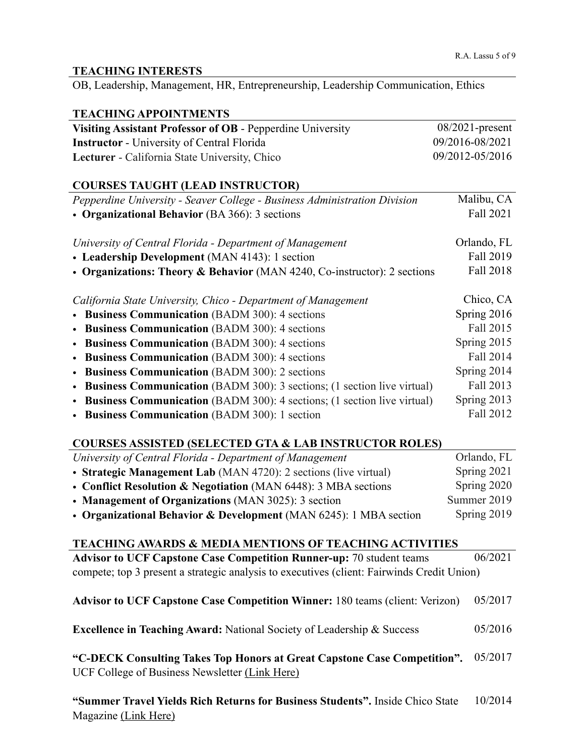## TEACHING INTERESTS

OB, Leadership, Management, HR, Entrepreneurship, Leadership Communication, Ethics

## TEACHING APPOINTMENTS

**Visiting Assistant Professor of OB** - Pepperdine University 08/2021-present

**Instructor** - University of Central Florida 09/2016-08/2021

**Lecturer** - California State University, Chico 09/2012-05/2016

## COURSES TAUGHT (LEAD INSTRUCTOR)

*Pepperdine University - Seaver College - Business Administration Division* Malibu, CA

- **Organizational Behavior** (BA 366): 3 sections Fall 2021

*University of Central Florida - Department of Management* Orlando, FL

- **Leadership Development** (MAN 4143): 1 section Fall 2019
- **Organizations: Theory & Behavior** (MAN 4240, Co-instructor): 2 sections Fall 2018

*California State University, Chico - Department of Management* Chico, CA

- **Business Communication** (BADM 300): 4 sections Spring 2016
- **Business Communication** (BADM 300): 4 sections Fall 2015
- **Business Communication** (BADM 300): 4 sections Spring 2015
- **Business Communication** (BADM 300): 4 sections Fall 2014
- **Business Communication** (BADM 300): 2 sections Spring 2014
- **Business Communication** (BADM 300): 3 sections; (1 section live virtual) Fall 2013
- **Business Communication** (BADM 300): 4 sections; (1 section live virtual) Spring 2013
- **Business Communication** (BADM 300): 1 section Fall 2012

## COURSES ASSISTED (SELECTED GTA & LAB INSTRUCTOR ROLES)

*University of Central Florida - Department of Management* Orlando, FL

- **Strategic Management Lab** (MAN 4720): 2 sections (live virtual) Spring 2021
- **Conflict Resolution & Negotiation** (MAN 6448): 3 MBA sections Spring 2020
- **Management of Organizations** (MAN 3025): 3 section Summer 2019
- **Organizational Behavior & Development** (MAN 6245): 1 MBA section Spring 2019

## TEACHING AWARDS & MEDIA MENTIONS OF TEACHING ACTIVITIES

**Advisor to UCF Capstone Case Competition Runner-up:** 70 student teams compete; top 3 present a strategic analysis to executives (client: Fairwinds Credit Union) 06/2021

**Advisor to UCF Capstone Case Competition Winner:** 180 teams (client: Verizon) 05/2017

**Excellence in Teaching Award:** National Society of Leadership & Success 05/2016

**"C-DECK Consulting Takes Top Honors at Great Capstone Case Competition".** UCF College of Business Newsletter (Link Here) 05/2017

**"Summer Travel Yields Rich Returns for Business Students".** Inside Chico State Magazine (Link Here) 10/2014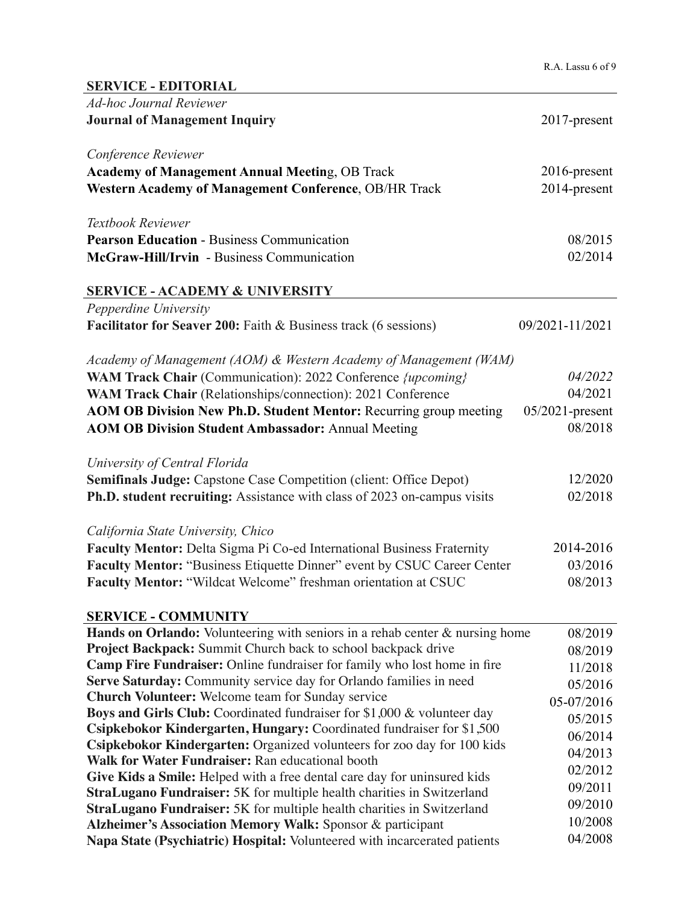## SERVICE - EDITORIAL

*Ad-hoc Journal Reviewer*

**Journal of Management Inquiry** 2017-present

*Conference Reviewer*

**Academy of Management Annual Meeting**, OB Track 2016-present

**Western Academy of Management Conference**, OB/HR Track 2014-present

*Textbook Reviewer*

**Pearson Education** - Business Communication 08/2015

**McGraw-Hill/Irvin** - Business Communication 02/2014

## SERVICE - ACADEMY & UNIVERSITY

*Pepperdine University*

**Facilitator for Seaver 200:** Faith & Business track (6 sessions) 09/2021-11/2021

*Academy of Management (AOM) & Western Academy of Management (WAM)*

**WAM Track Chair** (Communication): 2022 Conference *{upcoming}* *04/2022*

**WAM Track Chair** (Relationships/connection): 2021 Conference 04/2021

**AOM OB Division New Ph.D. Student Mentor:** Recurring group meeting 05/2021-present

**AOM OB Division Student Ambassador:** Annual Meeting 08/2018

*University of Central Florida*

**Semifinals Judge:** Capstone Case Competition (client: Office Depot) 12/2020

**Ph.D. student recruiting:** Assistance with class of 2023 on-campus visits 02/2018

*California State University, Chico*

**Faculty Mentor:** Delta Sigma Pi Co-ed International Business Fraternity 2014-2016

**Faculty Mentor:** "Business Etiquette Dinner" event by CSUC Career Center 03/2016

**Faculty Mentor:** "Wildcat Welcome" freshman orientation at CSUC 08/2013

## SERVICE - COMMUNITY

**Hands on Orlando:** Volunteering with seniors in a rehab center & nursing home 08/2019

**Project Backpack:** Summit Church back to school backpack drive 08/2019

**Camp Fire Fundraiser:** Online fundraiser for family who lost home in fire 11/2018

**Serve Saturday:** Community service day for Orlando families in need 05/2016

**Church Volunteer:** Welcome team for Sunday service 05-07/2016

**Boys and Girls Club:** Coordinated fundraiser for $1,000 & volunteer day 05/2015

**Csipkebokor Kindergarten, Hungary:** Coordinated fundraiser for $1,500 06/2014

**Csipkebokor Kindergarten:** Organized volunteers for zoo day for 100 kids 04/2013

**Walk for Water Fundraiser:** Ran educational booth 02/2012

**Give Kids a Smile:** Helped with a free dental care day for uninsured kids 09/2011

**StraLugano Fundraiser:** 5K for multiple health charities in Switzerland 09/2010

**StraLugano Fundraiser:** 5K for multiple health charities in Switzerland 10/2008

**Alzheimer's Association Memory Walk:** Sponsor & participant 04/2008

**Napa State (Psychiatric) Hospital:** Volunteered with incarcerated patients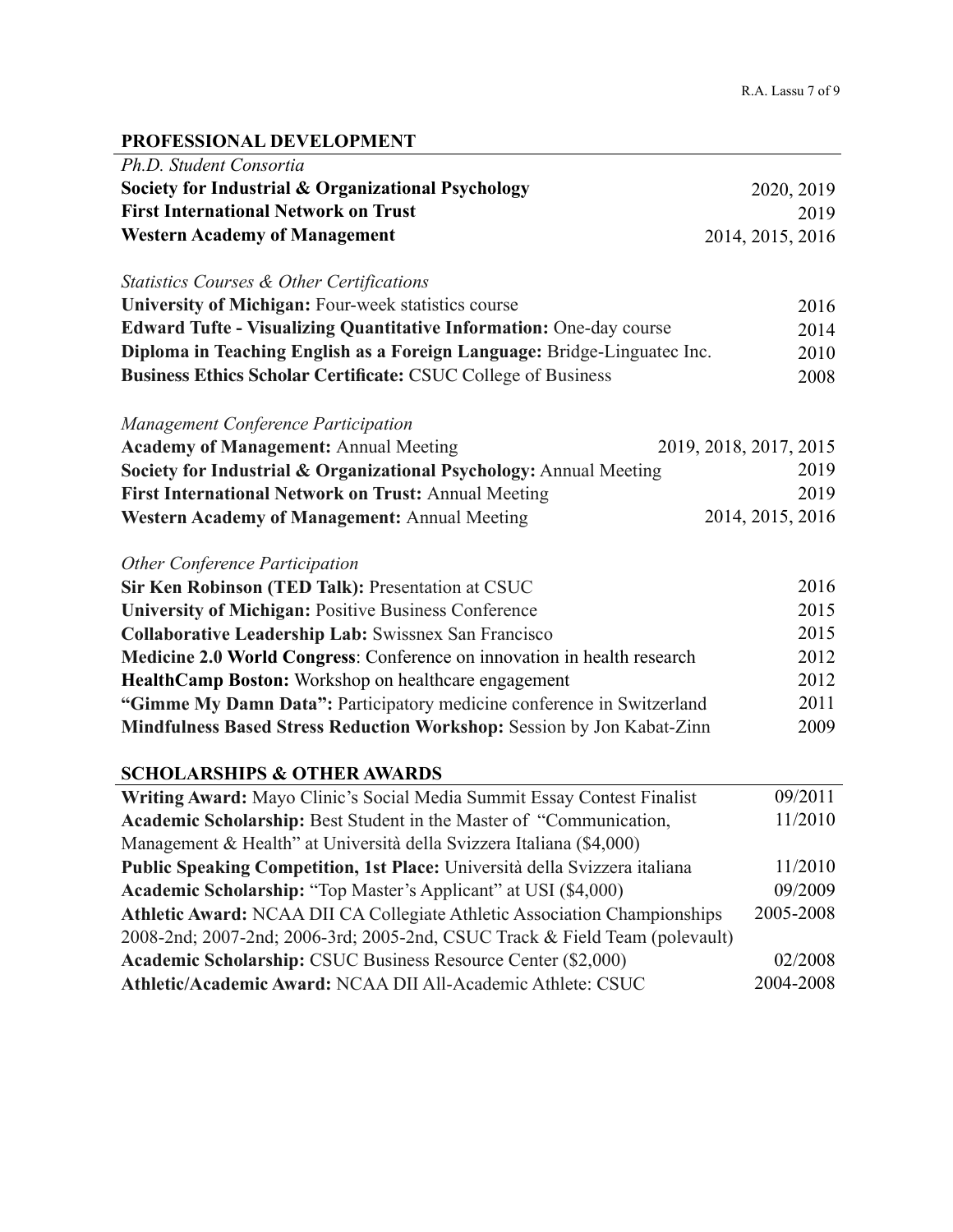## PROFESSIONAL DEVELOPMENT

*Ph.D. Student Consortia*

**Society for Industrial & Organizational Psychology** 2020, 2019
**First International Network on Trust** 2019
**Western Academy of Management** 2014, 2015, 2016

*Statistics Courses & Other Certifications*

**University of Michigan:** Four-week statistics course 2016
**Edward Tufte - Visualizing Quantitative Information:** One-day course 2014
**Diploma in Teaching English as a Foreign Language:** Bridge-Linguatec Inc. 2010
**Business Ethics Scholar Certificate:** CSUC College of Business 2008

*Management Conference Participation*

**Academy of Management:** Annual Meeting 2019, 2018, 2017, 2015
**Society for Industrial & Organizational Psychology:** Annual Meeting 2019
**First International Network on Trust:** Annual Meeting 2019
**Western Academy of Management:** Annual Meeting 2014, 2015, 2016

*Other Conference Participation*

**Sir Ken Robinson (TED Talk):** Presentation at CSUC 2016
**University of Michigan:** Positive Business Conference 2015
**Collaborative Leadership Lab:** Swissnex San Francisco 2015
**Medicine 2.0 World Congress**: Conference on innovation in health research 2012
**HealthCamp Boston:** Workshop on healthcare engagement 2012
**"Gimme My Damn Data":** Participatory medicine conference in Switzerland 2011
**Mindfulness Based Stress Reduction Workshop:** Session by Jon Kabat-Zinn 2009

## SCHOLARSHIPS & OTHER AWARDS

**Writing Award:** Mayo Clinic's Social Media Summit Essay Contest Finalist 09/2011
**Academic Scholarship:** Best Student in the Master of "Communication, Management & Health" at Università della Svizzera Italiana ($4,000) 11/2010
**Public Speaking Competition, 1st Place:** Università della Svizzera italiana 11/2010
**Academic Scholarship:** "Top Master's Applicant" at USI ($4,000) 09/2009
**Athletic Award:** NCAA DII CA Collegiate Athletic Association Championships 2008-2nd; 2007-2nd; 2006-3rd; 2005-2nd, CSUC Track & Field Team (polevault) 2005-2008
**Academic Scholarship:** CSUC Business Resource Center ($2,000) 02/2008
**Athletic/Academic Award:** NCAA DII All-Academic Athlete: CSUC 2004-2008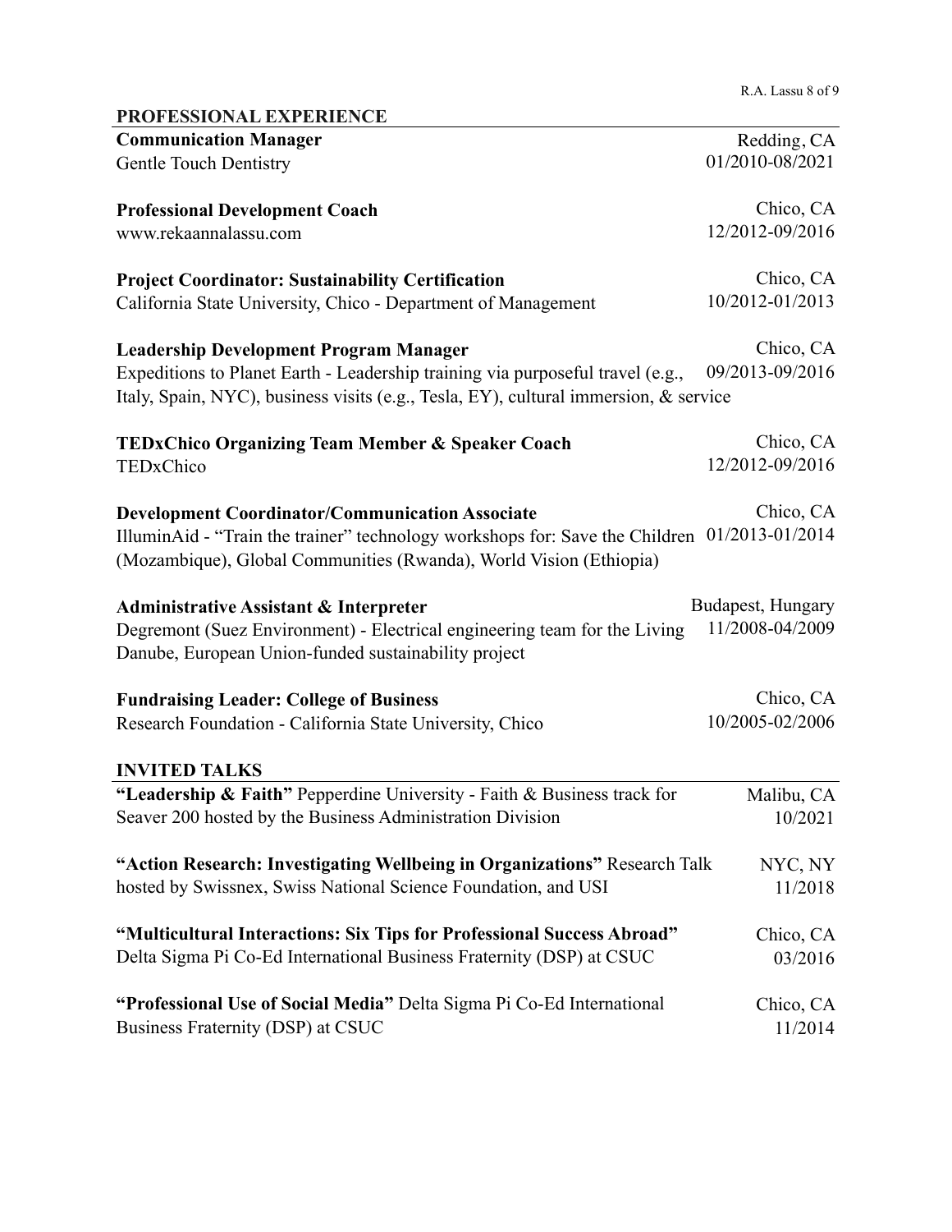## PROFESSIONAL EXPERIENCE

**Communication Manager** — Redding, CA
Gentle Touch Dentistry — 01/2010-08/2021

**Professional Development Coach** — Chico, CA
www.rekaannalassu.com — 12/2012-09/2016

**Project Coordinator: Sustainability Certification** — Chico, CA
California State University, Chico - Department of Management — 10/2012-01/2013

**Leadership Development Program Manager** — Chico, CA
Expeditions to Planet Earth - Leadership training via purposeful travel (e.g., Italy, Spain, NYC), business visits (e.g., Tesla, EY), cultural immersion, & service — 09/2013-09/2016

**TEDxChico Organizing Team Member & Speaker Coach** — Chico, CA
TEDxChico — 12/2012-09/2016

**Development Coordinator/Communication Associate** — Chico, CA
IlluminAid - "Train the trainer" technology workshops for: Save the Children (Mozambique), Global Communities (Rwanda), World Vision (Ethiopia) — 01/2013-01/2014

**Administrative Assistant & Interpreter** — Budapest, Hungary
Degremont (Suez Environment) - Electrical engineering team for the Living Danube, European Union-funded sustainability project — 11/2008-04/2009

**Fundraising Leader: College of Business** — Chico, CA
Research Foundation - California State University, Chico — 10/2005-02/2006

## INVITED TALKS

**"Leadership & Faith"** Pepperdine University - Faith & Business track for Seaver 200 hosted by the Business Administration Division — Malibu, CA, 10/2021

**"Action Research: Investigating Wellbeing in Organizations"** Research Talk hosted by Swissnex, Swiss National Science Foundation, and USI — NYC, NY, 11/2018

**"Multicultural Interactions: Six Tips for Professional Success Abroad"** Delta Sigma Pi Co-Ed International Business Fraternity (DSP) at CSUC — Chico, CA, 03/2016

**"Professional Use of Social Media"** Delta Sigma Pi Co-Ed International Business Fraternity (DSP) at CSUC — Chico, CA, 11/2014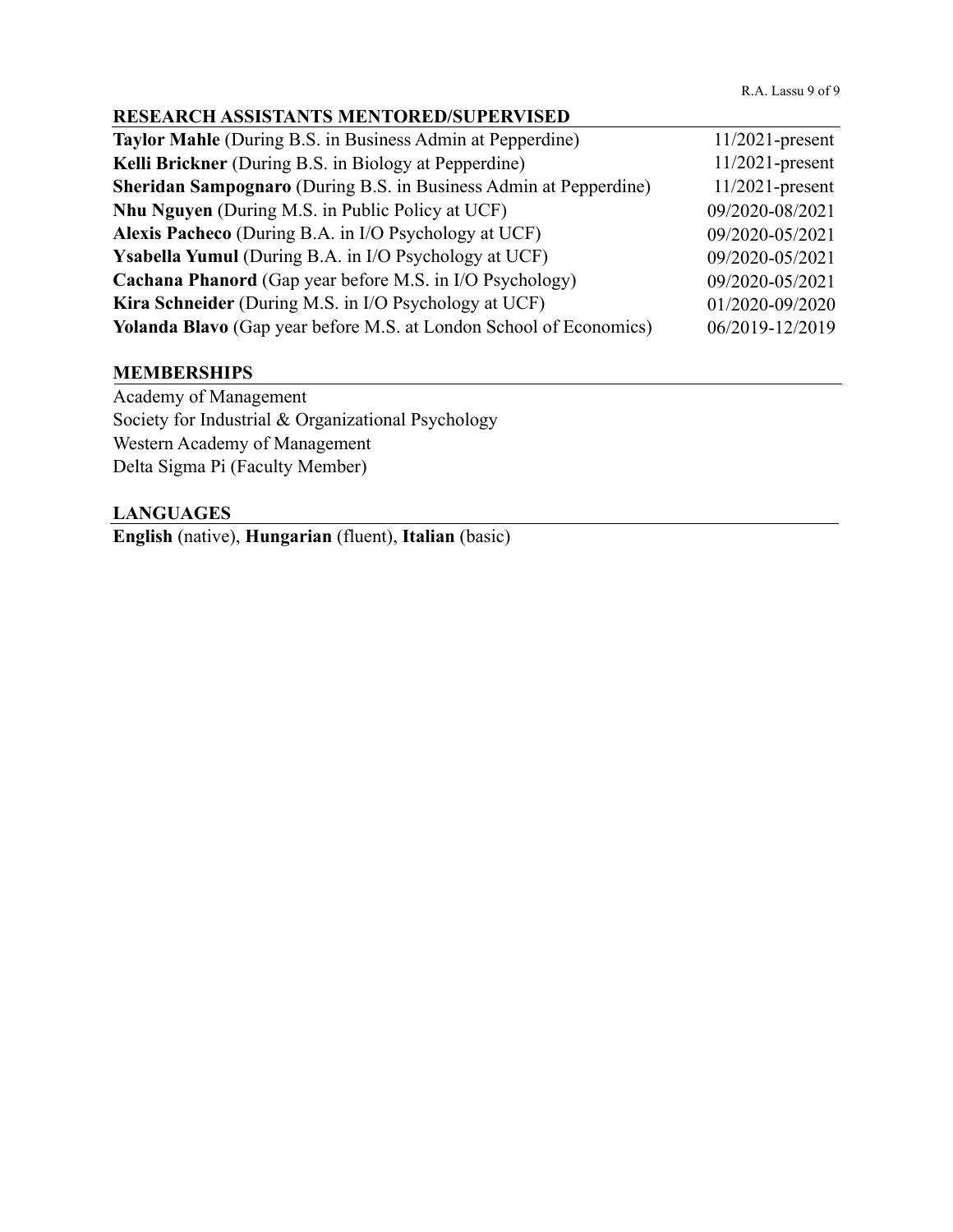## RESEARCH ASSISTANTS MENTORED/SUPERVISED

| | |
|---|---|
| **Taylor Mahle** (During B.S. in Business Admin at Pepperdine) | 11/2021-present |
| **Kelli Brickner** (During B.S. in Biology at Pepperdine) | 11/2021-present |
| **Sheridan Sampognaro** (During B.S. in Business Admin at Pepperdine) | 11/2021-present |
| **Nhu Nguyen** (During M.S. in Public Policy at UCF) | 09/2020-08/2021 |
| **Alexis Pacheco** (During B.A. in I/O Psychology at UCF) | 09/2020-05/2021 |
| **Ysabella Yumul** (During B.A. in I/O Psychology at UCF) | 09/2020-05/2021 |
| **Cachana Phanord** (Gap year before M.S. in I/O Psychology) | 09/2020-05/2021 |
| **Kira Schneider** (During M.S. in I/O Psychology at UCF) | 01/2020-09/2020 |
| **Yolanda Blavo** (Gap year before M.S. at London School of Economics) | 06/2019-12/2019 |

## MEMBERSHIPS

Academy of Management
Society for Industrial & Organizational Psychology
Western Academy of Management
Delta Sigma Pi (Faculty Member)

## LANGUAGES

**English** (native), **Hungarian** (fluent), **Italian** (basic)